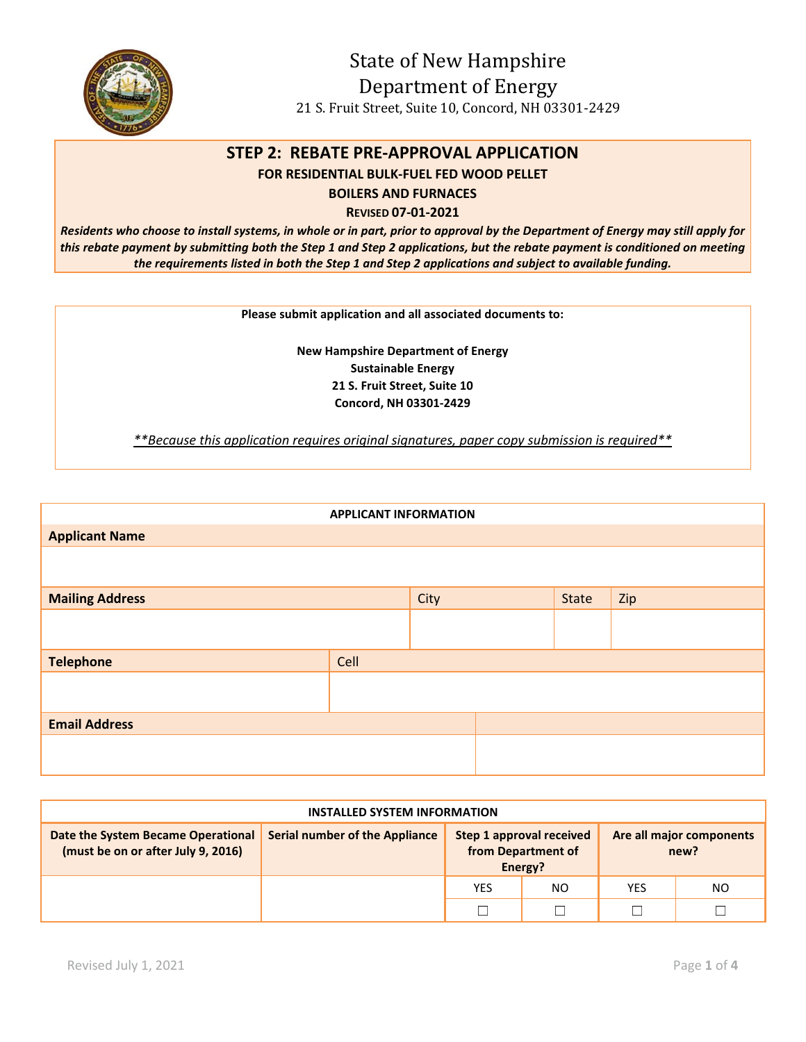State of New Hampshire
Department of Energy
21 S. Fruit Street, Suite 10, Concord, NH 03301-2429

# STEP 2: REBATE PRE-APPROVAL APPLICATION

## FOR RESIDENTIAL BULK-FUEL FED WOOD PELLET BOILERS AND FURNACES

**REVISED 07-01-2021**

***Residents who choose to install systems, in whole or in part, prior to approval by the Department of Energy may still apply for this rebate payment by submitting both the Step 1 and Step 2 applications, but the rebate payment is conditioned on meeting the requirements listed in both the Step 1 and Step 2 applications and subject to available funding.***

**Please submit application and all associated documents to:**

**New Hampshire Department of Energy**
**Sustainable Energy**
**21 S. Fruit Street, Suite 10**
**Concord, NH 03301-2429**

*\*\*Because this application requires original signatures, paper copy submission is required\*\**

| APPLICANT INFORMATION | | | |
|---|---|---|---|
| **Applicant Name** | | | |
| | | | |
| **Mailing Address** | City | State | Zip |
| | | | |
| **Telephone** | Cell | | |
| | | | |
| **Email Address** | | | |
| | | | |

| INSTALLED SYSTEM INFORMATION | | | | | |
|---|---|---|---|---|---|
| **Date the System Became Operational (must be on or after July 9, 2016)** | **Serial number of the Appliance** | **Step 1 approval received from Department of Energy?** | | **Are all major components new?** | |
| | | YES | NO | YES | NO |
| | | ☐ | ☐ | ☐ | ☐ |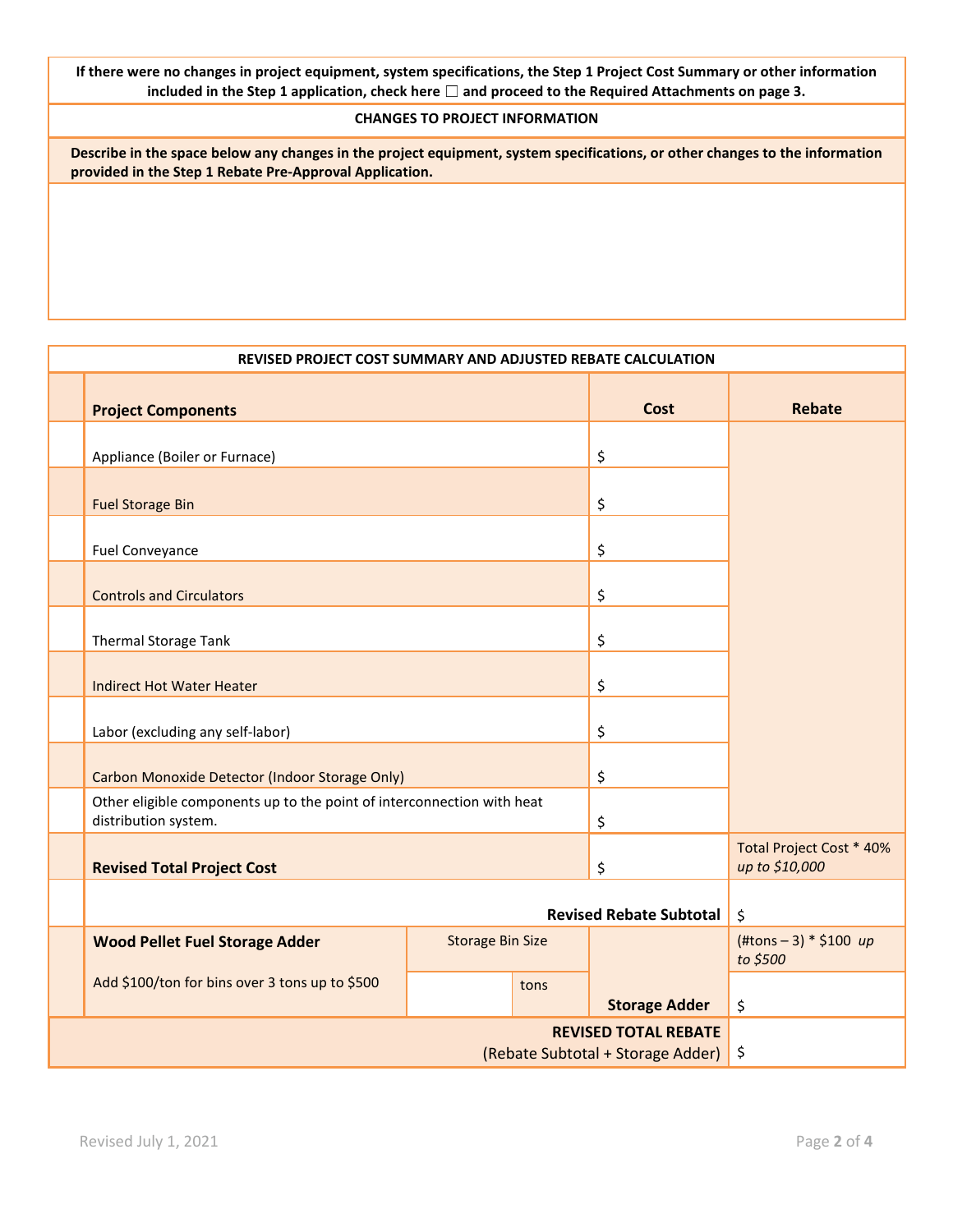**If there were no changes in project equipment, system specifications, the Step 1 Project Cost Summary or other information included in the Step 1 application, check here ☐ and proceed to the Required Attachments on page 3.**

**CHANGES TO PROJECT INFORMATION**

**Describe in the space below any changes in the project equipment, system specifications, or other changes to the information provided in the Step 1 Rebate Pre-Approval Application.**

**REVISED PROJECT COST SUMMARY AND ADJUSTED REBATE CALCULATION**

| **Project Components** | | | **Cost** | **Rebate** |
|---|---|---|---|---|
| Appliance (Boiler or Furnace) | | | $ | |
| Fuel Storage Bin | | | $ | |
| Fuel Conveyance | | | $ | |
| Controls and Circulators | | | $ | |
| Thermal Storage Tank | | | $ | |
| Indirect Hot Water Heater | | | $ | |
| Labor (excluding any self-labor) | | | $ | |
| Carbon Monoxide Detector (Indoor Storage Only) | | | $ | |
| Other eligible components up to the point of interconnection with heat distribution system. | | | $ | |
| **Revised Total Project Cost** | | | $ | Total Project Cost * 40% *up to $10,000* |
| | | | **Revised Rebate Subtotal** | $ |
| **Wood Pellet Fuel Storage Adder** | Storage Bin Size | | | (#tons – 3) * $100 *up to $500* |
| Add $100/ton for bins over 3 tons up to $500 | | tons | **Storage Adder** | $ |
| | | | **REVISED TOTAL REBATE** (Rebate Subtotal + Storage Adder) | $ |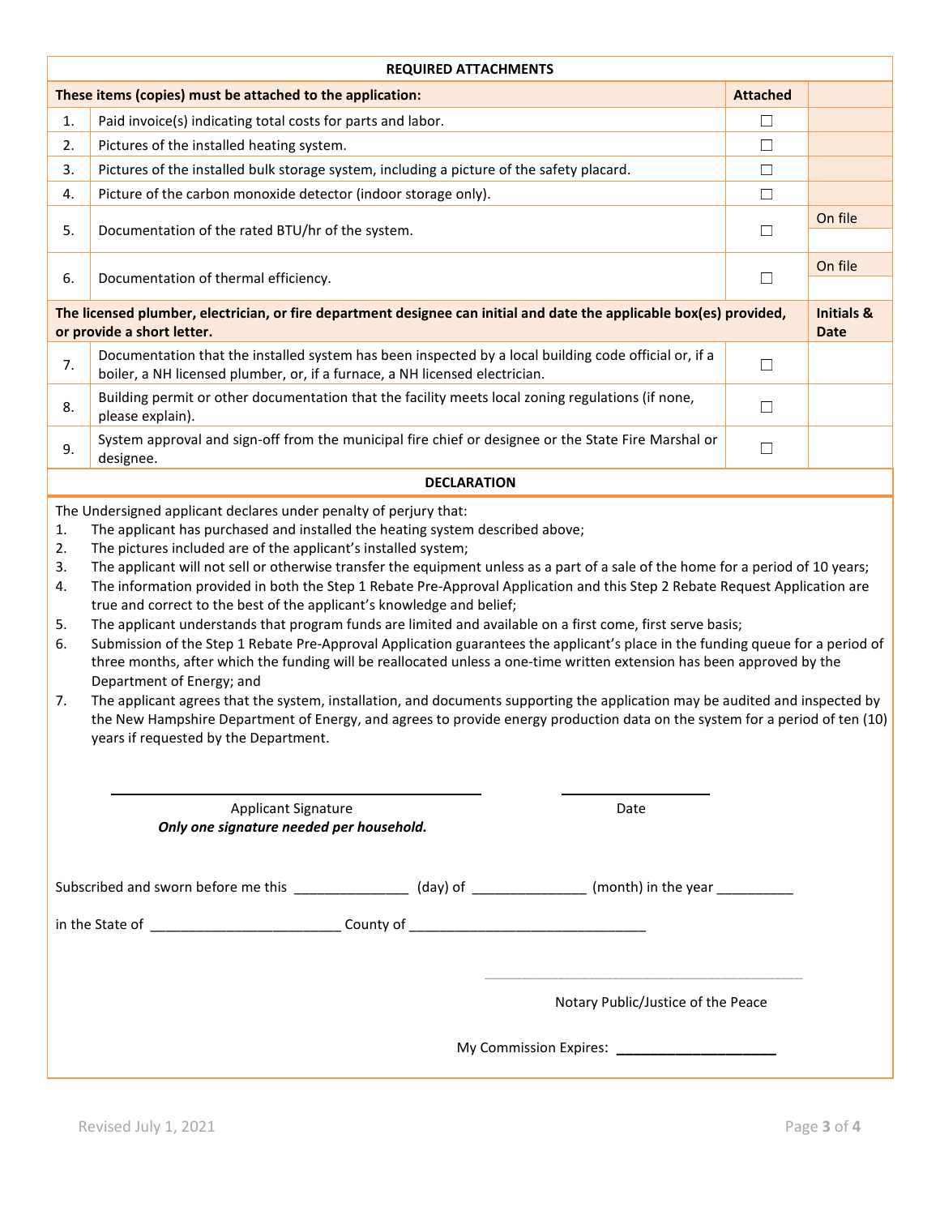## REQUIRED ATTACHMENTS

| | These items (copies) must be attached to the application: | Attached | |
|---|---|---|---|
| 1. | Paid invoice(s) indicating total costs for parts and labor. | ☐ | |
| 2. | Pictures of the installed heating system. | ☐ | |
| 3. | Pictures of the installed bulk storage system, including a picture of the safety placard. | ☐ | |
| 4. | Picture of the carbon monoxide detector (indoor storage only). | ☐ | |
| 5. | Documentation of the rated BTU/hr of the system. | ☐ | On file |
| 6. | Documentation of thermal efficiency. | ☐ | On file |
| | **The licensed plumber, electrician, or fire department designee can initial and date the applicable box(es) provided, or provide a short letter.** | | **Initials & Date** |
| 7. | Documentation that the installed system has been inspected by a local building code official or, if a boiler, a NH licensed plumber, or, if a furnace, a NH licensed electrician. | ☐ | |
| 8. | Building permit or other documentation that the facility meets local zoning regulations (if none, please explain). | ☐ | |
| 9. | System approval and sign-off from the municipal fire chief or designee or the State Fire Marshal or designee. | ☐ | |

## DECLARATION

The Undersigned applicant declares under penalty of perjury that:

1. The applicant has purchased and installed the heating system described above;
2. The pictures included are of the applicant's installed system;
3. The applicant will not sell or otherwise transfer the equipment unless as a part of a sale of the home for a period of 10 years;
4. The information provided in both the Step 1 Rebate Pre-Approval Application and this Step 2 Rebate Request Application are true and correct to the best of the applicant's knowledge and belief;
5. The applicant understands that program funds are limited and available on a first come, first serve basis;
6. Submission of the Step 1 Rebate Pre-Approval Application guarantees the applicant's place in the funding queue for a period of three months, after which the funding will be reallocated unless a one-time written extension has been approved by the Department of Energy; and
7. The applicant agrees that the system, installation, and documents supporting the application may be audited and inspected by the New Hampshire Department of Energy, and agrees to provide energy production data on the system for a period of ten (10) years if requested by the Department.

\_\_\_\_\_\_\_\_\_\_\_\_\_\_\_\_\_\_\_\_\_\_\_\_\_\_\_\_\_\_\_\_\_\_\_\_\_\_ \_\_\_\_\_\_\_\_\_\_\_\_\_\_\_\_

Applicant Signature — Date

***Only one signature needed per household.***

Subscribed and sworn before me this _______________ (day) of _______________ (month) in the year __________

in the State of _________________________ County of _______________________________

\_\_\_\_\_\_\_\_\_\_\_\_\_\_\_\_\_\_\_\_\_\_\_\_\_\_\_\_\_\_\_\_\_\_\_\_\_\_

Notary Public/Justice of the Peace

My Commission Expires: ______________________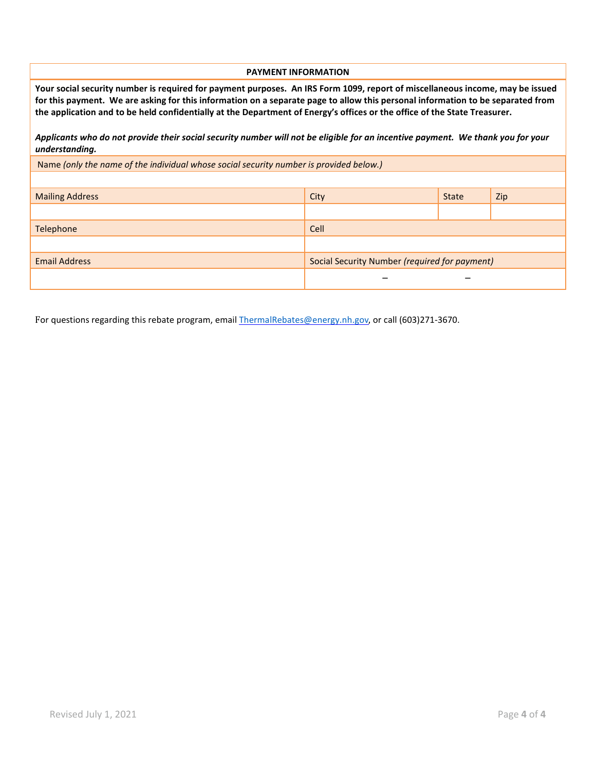**PAYMENT INFORMATION**

**Your social security number is required for payment purposes. An IRS Form 1099, report of miscellaneous income, may be issued for this payment. We are asking for this information on a separate page to allow this personal information to be separated from the application and to be held confidentially at the Department of Energy's offices or the office of the State Treasurer.**

***Applicants who do not provide their social security number will not be eligible for an incentive payment. We thank you for your understanding.***

| | | | |
|---|---|---|---|
| Name *(only the name of the individual whose social security number is provided below.)* | | | |
| | | | |
| Mailing Address | City | State | Zip |
| | | | |
| Telephone | Cell | | |
| | | | |
| Email Address | Social Security Number *(required for payment)* | | |
| | – – | | |

For questions regarding this rebate program, email ThermalRebates@energy.nh.gov, or call (603)271-3670.